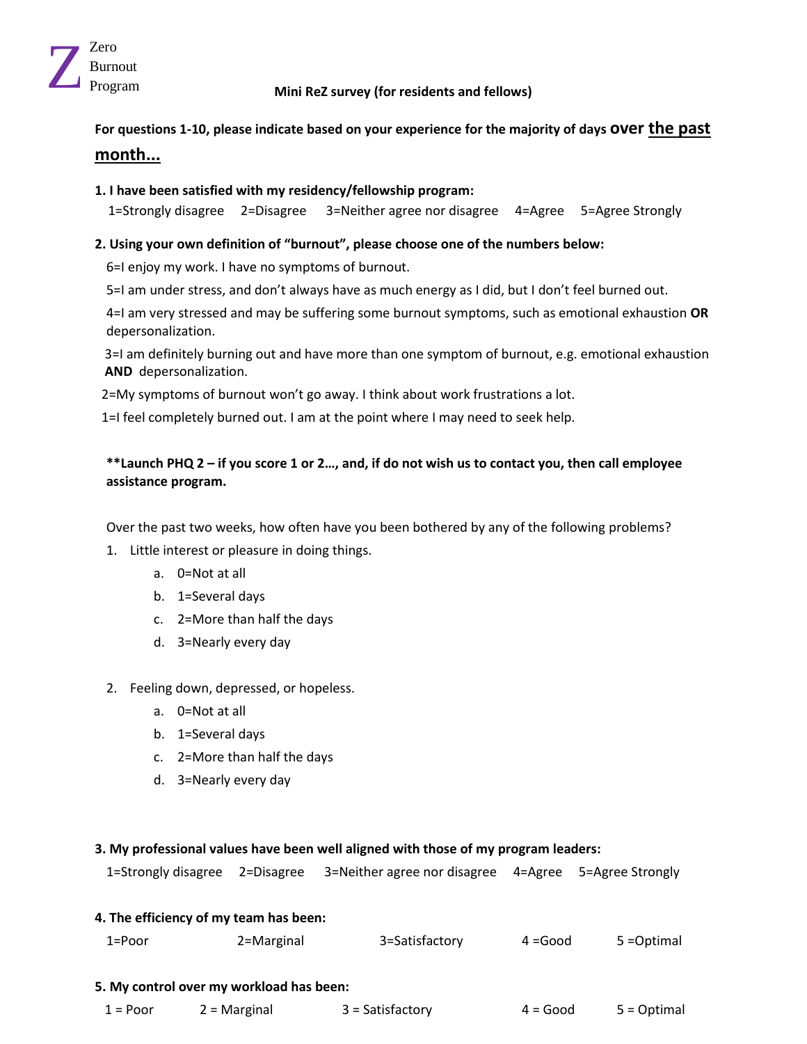Z Zero Burnout Program

**Mini ReZ survey (for residents and fellows)**

**For questions 1-10, please indicate based on your experience for the majority of days over <u>the past month...</u>**

**1. I have been satisfied with my residency/fellowship program:**

1=Strongly disagree  2=Disagree  3=Neither agree nor disagree  4=Agree  5=Agree Strongly

**2. Using your own definition of "burnout", please choose one of the numbers below:**

6=I enjoy my work. I have no symptoms of burnout.

5=I am under stress, and don't always have as much energy as I did, but I don't feel burned out.

4=I am very stressed and may be suffering some burnout symptoms, such as emotional exhaustion **OR** depersonalization.

3=I am definitely burning out and have more than one symptom of burnout, e.g. emotional exhaustion **AND** depersonalization.

2=My symptoms of burnout won't go away. I think about work frustrations a lot.

1=I feel completely burned out. I am at the point where I may need to seek help.

**\*\*Launch PHQ 2 – if you score 1 or 2…, and, if do not wish us to contact you, then call employee assistance program.**

Over the past two weeks, how often have you been bothered by any of the following problems?

1. Little interest or pleasure in doing things.
   a. 0=Not at all
   b. 1=Several days
   c. 2=More than half the days
   d. 3=Nearly every day

2. Feeling down, depressed, or hopeless.
   a. 0=Not at all
   b. 1=Several days
   c. 2=More than half the days
   d. 3=Nearly every day

**3. My professional values have been well aligned with those of my program leaders:**

1=Strongly disagree  2=Disagree  3=Neither agree nor disagree  4=Agree  5=Agree Strongly

**4. The efficiency of my team has been:**

1=Poor  2=Marginal  3=Satisfactory  4 =Good  5 =Optimal

**5. My control over my workload has been:**

1 = Poor  2 = Marginal  3 = Satisfactory  4 = Good  5 = Optimal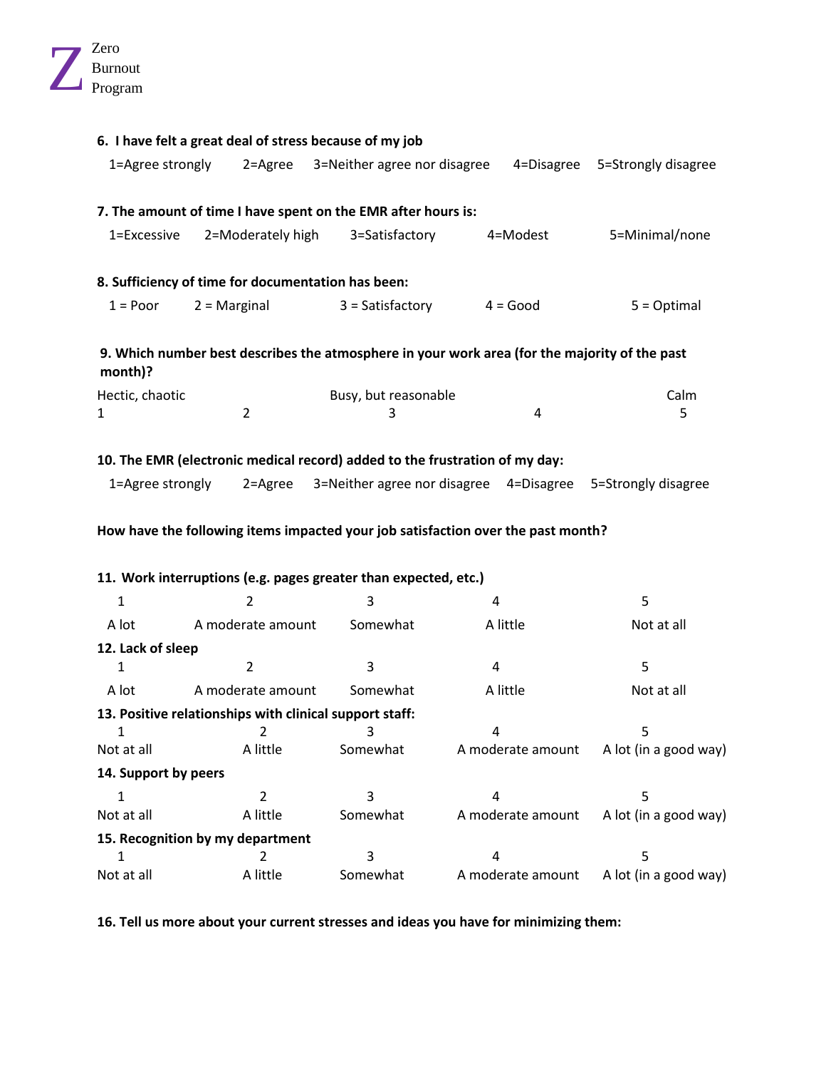**6. I have felt a great deal of stress because of my job**

1=Agree strongly 2=Agree 3=Neither agree nor disagree 4=Disagree 5=Strongly disagree

**7. The amount of time I have spent on the EMR after hours is:**

1=Excessive 2=Moderately high 3=Satisfactory 4=Modest 5=Minimal/none

**8. Sufficiency of time for documentation has been:**

1 = Poor 2 = Marginal 3 = Satisfactory 4 = Good 5 = Optimal

**9. Which number best describes the atmosphere in your work area (for the majority of the past month)?**

| Hectic, chaotic | | Busy, but reasonable | | Calm |
|---|---|---|---|---|
| 1 | 2 | 3 | 4 | 5 |

**10. The EMR (electronic medical record) added to the frustration of my day:**

1=Agree strongly 2=Agree 3=Neither agree nor disagree 4=Disagree 5=Strongly disagree

**How have the following items impacted your job satisfaction over the past month?**

**11. Work interruptions (e.g. pages greater than expected, etc.)**

| 1 | 2 | 3 | 4 | 5 |
|---|---|---|---|---|
| A lot | A moderate amount | Somewhat | A little | Not at all |

**12. Lack of sleep**

| 1 | 2 | 3 | 4 | 5 |
|---|---|---|---|---|
| A lot | A moderate amount | Somewhat | A little | Not at all |

**13. Positive relationships with clinical support staff:**

| 1 | 2 | 3 | 4 | 5 |
|---|---|---|---|---|
| Not at all | A little | Somewhat | A moderate amount | A lot (in a good way) |

**14. Support by peers**

| 1 | 2 | 3 | 4 | 5 |
|---|---|---|---|---|
| Not at all | A little | Somewhat | A moderate amount | A lot (in a good way) |

**15. Recognition by my department**

| 1 | 2 | 3 | 4 | 5 |
|---|---|---|---|---|
| Not at all | A little | Somewhat | A moderate amount | A lot (in a good way) |

**16. Tell us more about your current stresses and ideas you have for minimizing them:**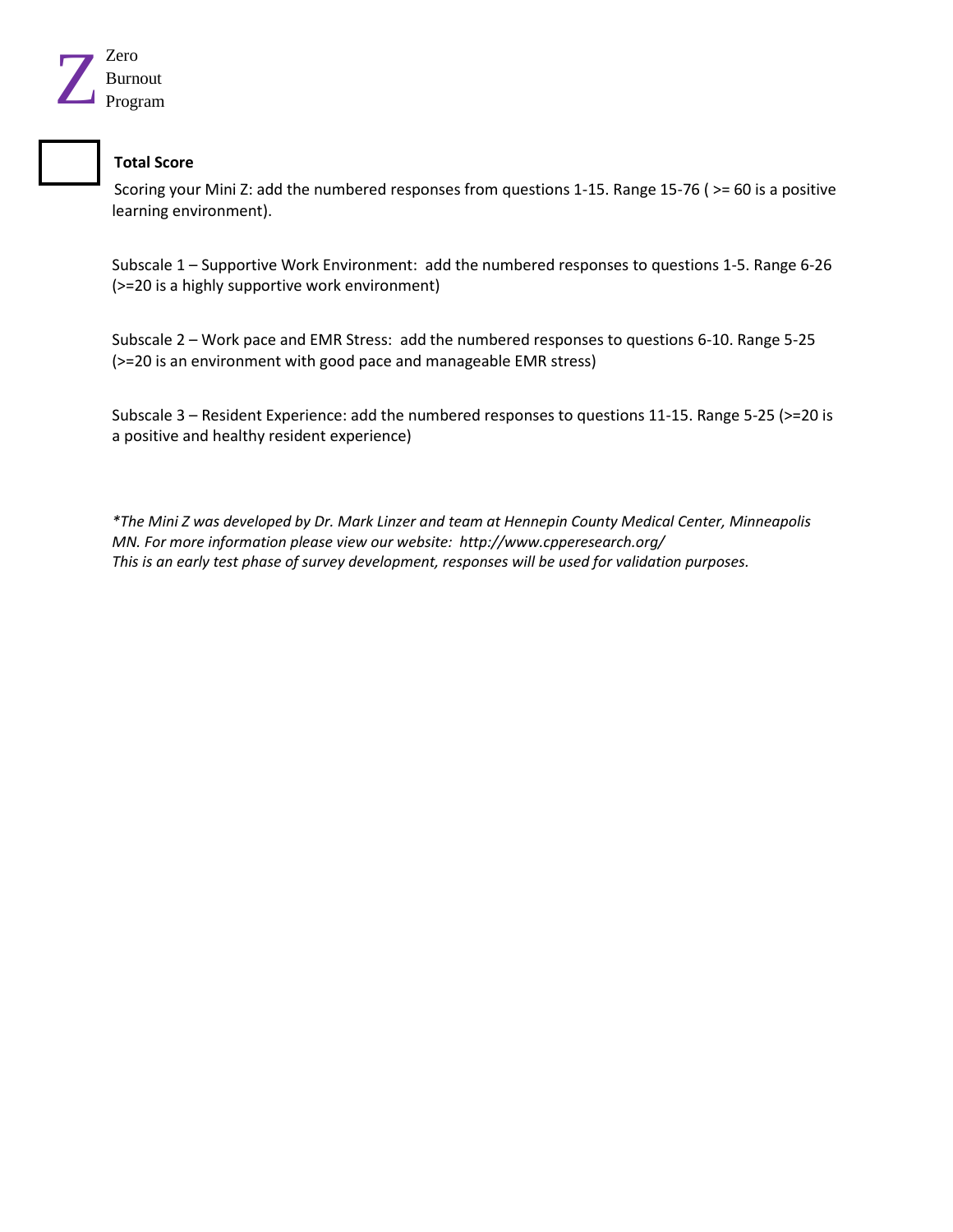Z Zero Burnout Program

**Total Score**

Scoring your Mini Z: add the numbered responses from questions 1-15. Range 15-76 ( >= 60 is a positive learning environment).

Subscale 1 – Supportive Work Environment: add the numbered responses to questions 1-5. Range 6-26 (>=20 is a highly supportive work environment)

Subscale 2 – Work pace and EMR Stress: add the numbered responses to questions 6-10. Range 5-25 (>=20 is an environment with good pace and manageable EMR stress)

Subscale 3 – Resident Experience: add the numbered responses to questions 11-15. Range 5-25 (>=20 is a positive and healthy resident experience)

*\*The Mini Z was developed by Dr. Mark Linzer and team at Hennepin County Medical Center, Minneapolis MN. For more information please view our website: http://www.cpperesearch.org/*
*This is an early test phase of survey development, responses will be used for validation purposes.*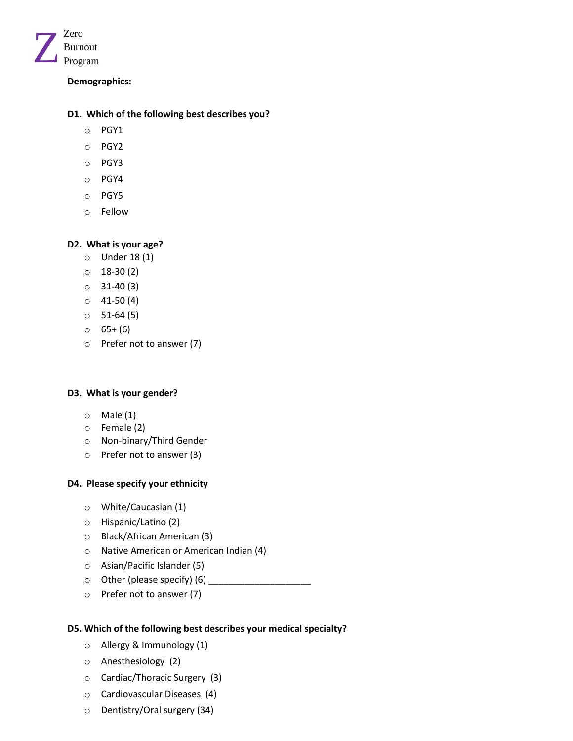Zero Burnout Program

**Demographics:**

**D1. Which of the following best describes you?**

- PGY1
- PGY2
- PGY3
- PGY4
- PGY5
- Fellow

**D2. What is your age?**

- Under 18 (1)
- 18-30 (2)
- 31-40 (3)
- 41-50 (4)
- 51-64 (5)
- 65+ (6)
- Prefer not to answer (7)

**D3. What is your gender?**

- Male (1)
- Female (2)
- Non-binary/Third Gender
- Prefer not to answer (3)

**D4. Please specify your ethnicity**

- White/Caucasian (1)
- Hispanic/Latino (2)
- Black/African American (3)
- Native American or American Indian (4)
- Asian/Pacific Islander (5)
- Other (please specify) (6) ____________________
- Prefer not to answer (7)

**D5. Which of the following best describes your medical specialty?**

- Allergy & Immunology (1)
- Anesthesiology (2)
- Cardiac/Thoracic Surgery (3)
- Cardiovascular Diseases (4)
- Dentistry/Oral surgery (34)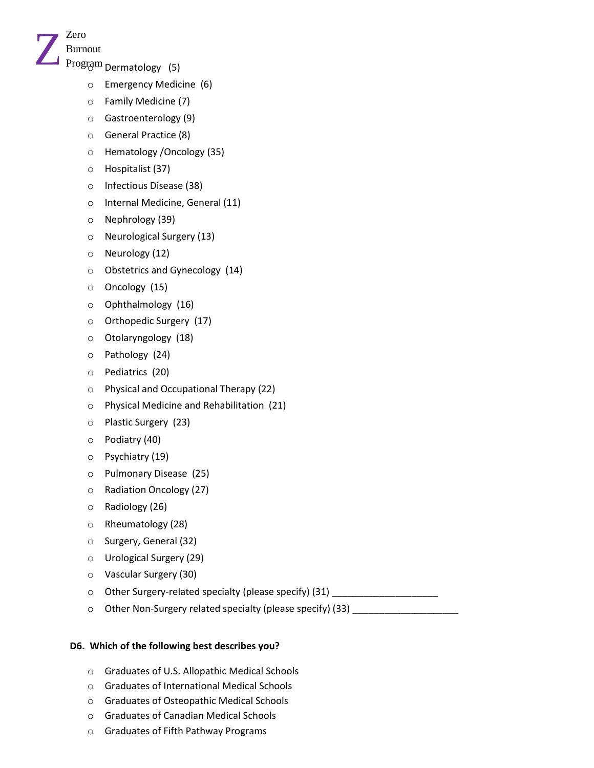- Dermatology (5)
- Emergency Medicine (6)
- Family Medicine (7)
- Gastroenterology (9)
- General Practice (8)
- Hematology /Oncology (35)
- Hospitalist (37)
- Infectious Disease (38)
- Internal Medicine, General (11)
- Nephrology (39)
- Neurological Surgery (13)
- Neurology (12)
- Obstetrics and Gynecology (14)
- Oncology (15)
- Ophthalmology (16)
- Orthopedic Surgery (17)
- Otolaryngology (18)
- Pathology (24)
- Pediatrics (20)
- Physical and Occupational Therapy (22)
- Physical Medicine and Rehabilitation (21)
- Plastic Surgery (23)
- Podiatry (40)
- Psychiatry (19)
- Pulmonary Disease (25)
- Radiation Oncology (27)
- Radiology (26)
- Rheumatology (28)
- Surgery, General (32)
- Urological Surgery (29)
- Vascular Surgery (30)
- Other Surgery-related specialty (please specify) (31) ____________________
- Other Non-Surgery related specialty (please specify) (33) ____________________

**D6. Which of the following best describes you?**

- Graduates of U.S. Allopathic Medical Schools
- Graduates of International Medical Schools
- Graduates of Osteopathic Medical Schools
- Graduates of Canadian Medical Schools
- Graduates of Fifth Pathway Programs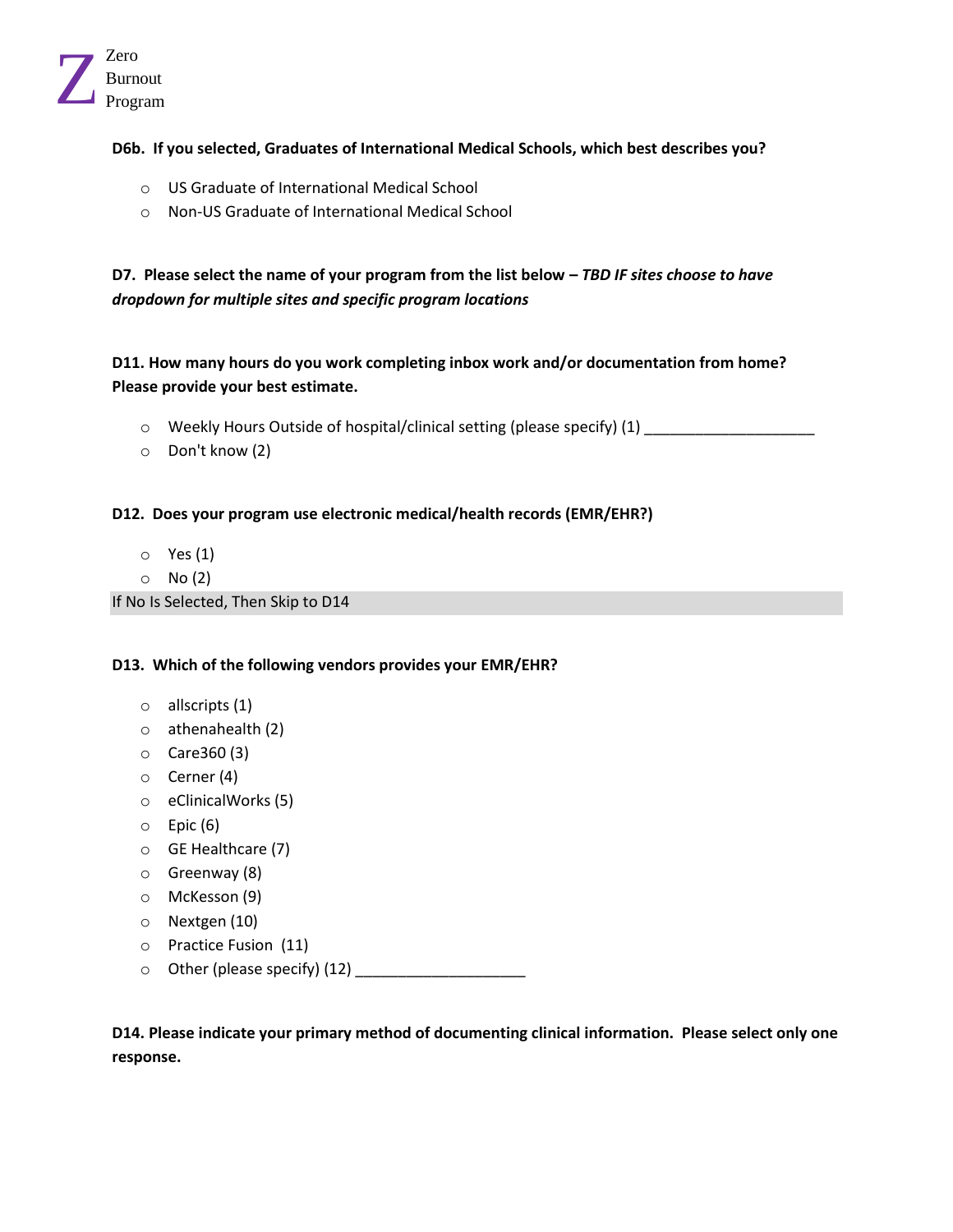**D6b. If you selected, Graduates of International Medical Schools, which best describes you?**

- US Graduate of International Medical School
- Non-US Graduate of International Medical School

**D7. Please select the name of your program from the list below – *TBD IF sites choose to have dropdown for multiple sites and specific program locations***

**D11. How many hours do you work completing inbox work and/or documentation from home? Please provide your best estimate.**

- Weekly Hours Outside of hospital/clinical setting (please specify) (1) ____________________
- Don't know (2)

**D12. Does your program use electronic medical/health records (EMR/EHR?)**

- Yes (1)
- No (2)

If No Is Selected, Then Skip to D14

**D13. Which of the following vendors provides your EMR/EHR?**

- allscripts (1)
- athenahealth (2)
- Care360 (3)
- Cerner (4)
- eClinicalWorks (5)
- Epic (6)
- GE Healthcare (7)
- Greenway (8)
- McKesson (9)
- Nextgen (10)
- Practice Fusion (11)
- Other (please specify) (12) ____________________

**D14. Please indicate your primary method of documenting clinical information. Please select only one response.**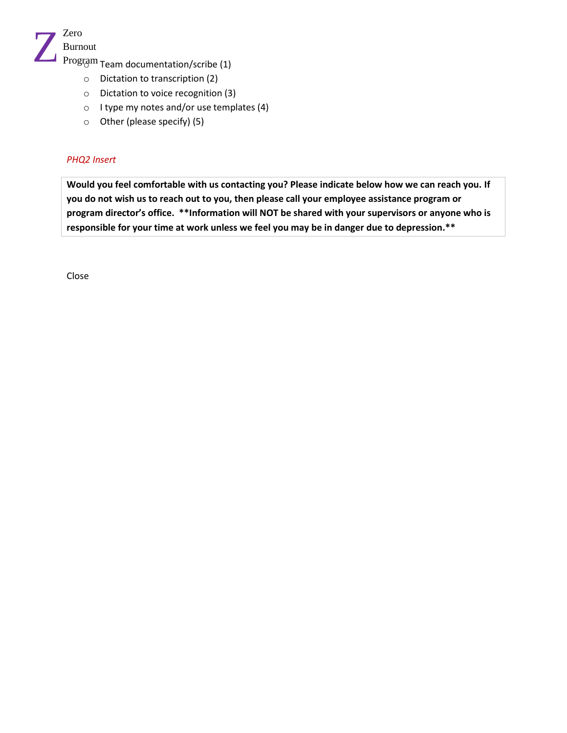- Team documentation/scribe (1)
- Dictation to transcription (2)
- Dictation to voice recognition (3)
- I type my notes and/or use templates (4)
- Other (please specify) (5)

*PHQ2 Insert*

**Would you feel comfortable with us contacting you? Please indicate below how we can reach you. If you do not wish us to reach out to you, then please call your employee assistance program or program director's office. **Information will NOT be shared with your supervisors or anyone who is responsible for your time at work unless we feel you may be in danger due to depression.****

Close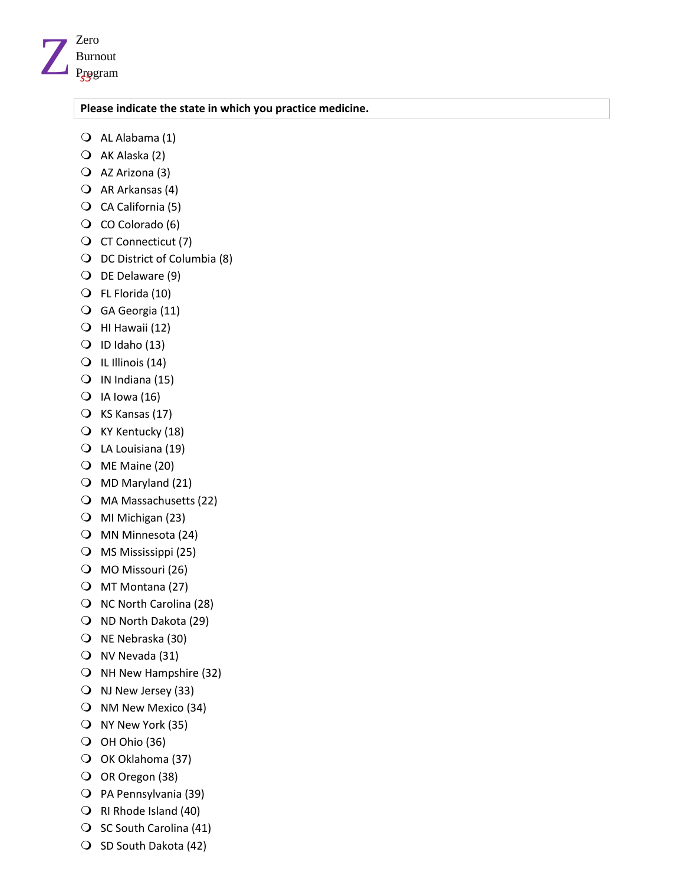**Please indicate the state in which you practice medicine.**

- AL Alabama (1)
- AK Alaska (2)
- AZ Arizona (3)
- AR Arkansas (4)
- CA California (5)
- CO Colorado (6)
- CT Connecticut (7)
- DC District of Columbia (8)
- DE Delaware (9)
- FL Florida (10)
- GA Georgia (11)
- HI Hawaii (12)
- ID Idaho (13)
- IL Illinois (14)
- IN Indiana (15)
- IA Iowa (16)
- KS Kansas (17)
- KY Kentucky (18)
- LA Louisiana (19)
- ME Maine (20)
- MD Maryland (21)
- MA Massachusetts (22)
- MI Michigan (23)
- MN Minnesota (24)
- MS Mississippi (25)
- MO Missouri (26)
- MT Montana (27)
- NC North Carolina (28)
- ND North Dakota (29)
- NE Nebraska (30)
- NV Nevada (31)
- NH New Hampshire (32)
- NJ New Jersey (33)
- NM New Mexico (34)
- NY New York (35)
- OH Ohio (36)
- OK Oklahoma (37)
- OR Oregon (38)
- PA Pennsylvania (39)
- RI Rhode Island (40)
- SC South Carolina (41)
- SD South Dakota (42)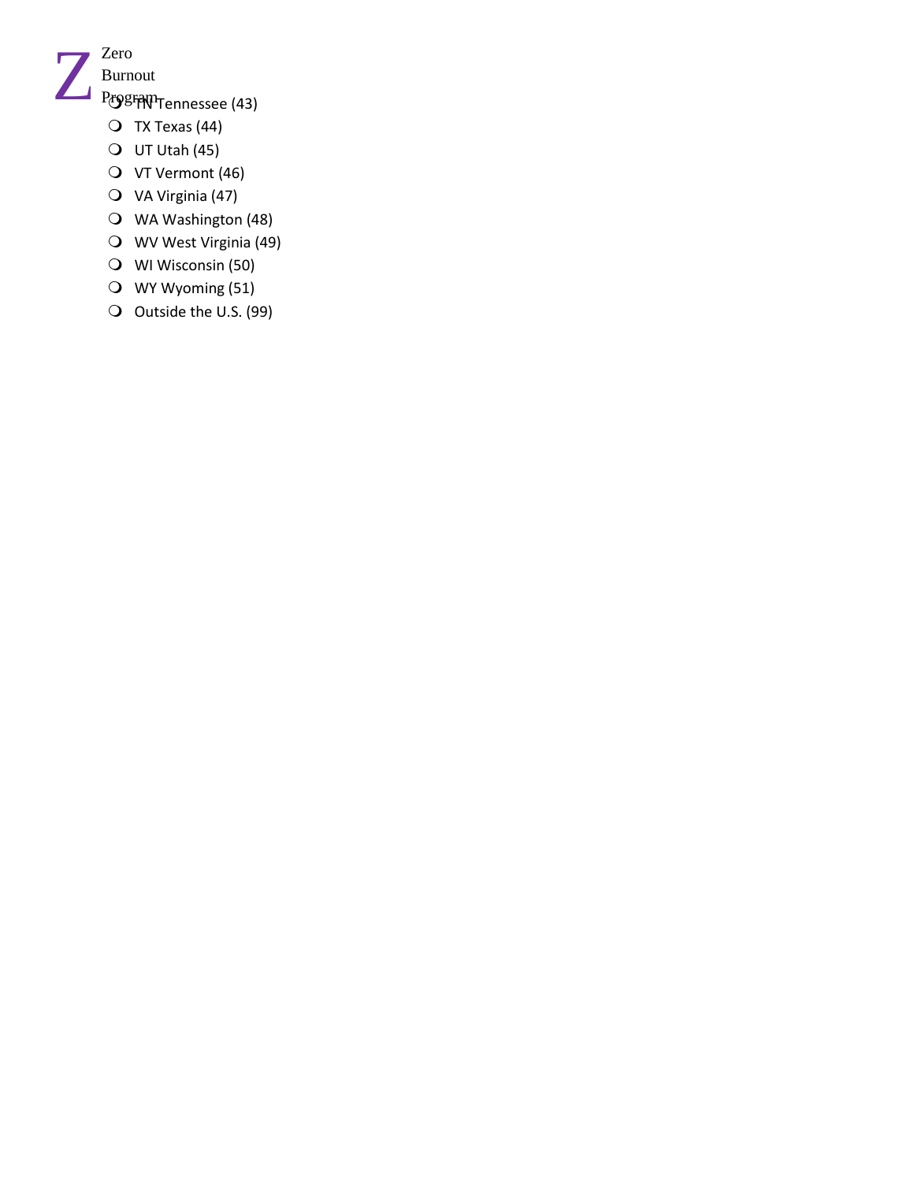- TN Tennessee (43)
- TX Texas (44)
- UT Utah (45)
- VT Vermont (46)
- VA Virginia (47)
- WA Washington (48)
- WV West Virginia (49)
- WI Wisconsin (50)
- WY Wyoming (51)
- Outside the U.S. (99)